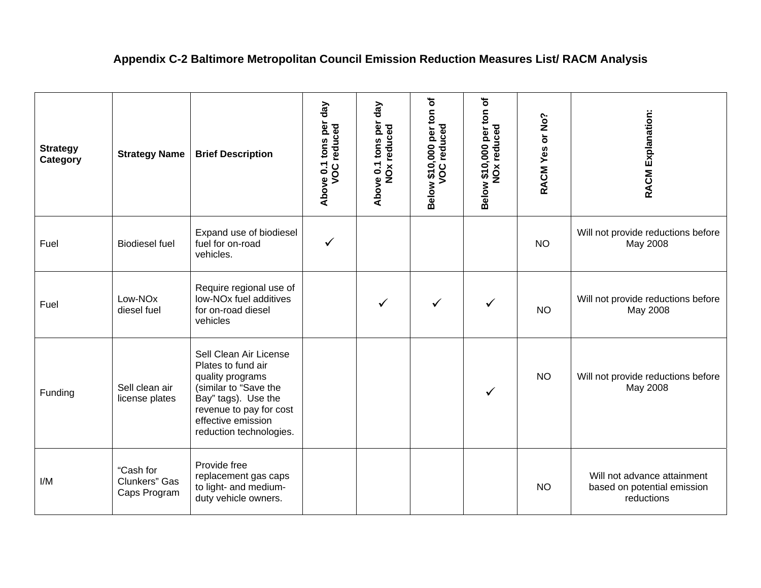## Appendix C-2 Baltimore Metropolitan Council Emission Reduction Measures List/ RACM Analysis

| Strategy Category | Strategy Name | Brief Description | Above 0.1 tons per day VOC reduced | Above 0.1 tons per day NOx reduced | Below $10,000 per ton of VOC reduced | Below $10,000 per ton of NOx reduced | RACM Yes or No? | RACM Explanation: |
|---|---|---|---|---|---|---|---|---|
| Fuel | Biodiesel fuel | Expand use of biodiesel fuel for on-road vehicles. | ✓ | | | | NO | Will not provide reductions before May 2008 |
| Fuel | Low-NOx diesel fuel | Require regional use of low-NOx fuel additives for on-road diesel vehicles | | ✓ | ✓ | ✓ | NO | Will not provide reductions before May 2008 |
| Funding | Sell clean air license plates | Sell Clean Air License Plates to fund air quality programs (similar to "Save the Bay" tags). Use the revenue to pay for cost effective emission reduction technologies. | | | | ✓ | NO | Will not provide reductions before May 2008 |
| I/M | "Cash for Clunkers" Gas Caps Program | Provide free replacement gas caps to light- and medium-duty vehicle owners. | | | | | NO | Will not advance attainment based on potential emission reductions |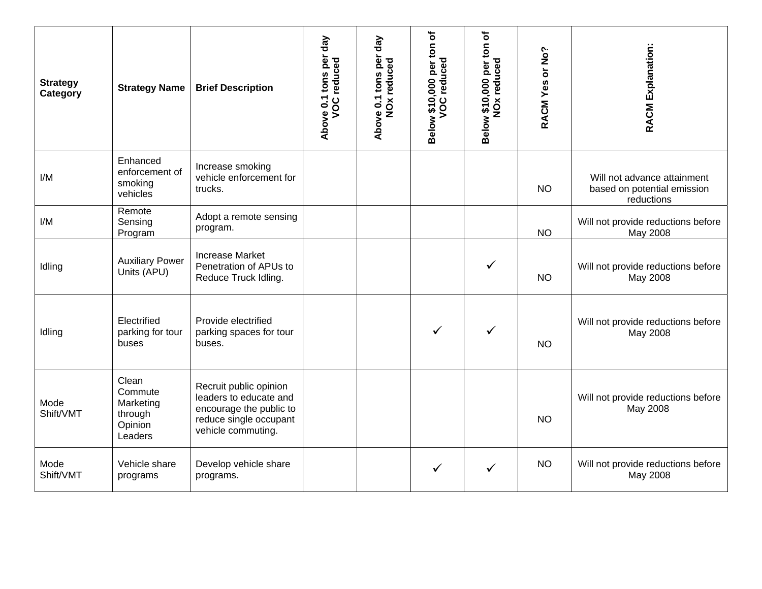| Strategy Category | Strategy Name | Brief Description | Above 0.1 tons per day VOC reduced | Above 0.1 tons per day NOx reduced | Below $10,000 per ton of VOC reduced | Below $10,000 per ton of NOx reduced | RACM Yes or No? | RACM Explanation: |
|---|---|---|---|---|---|---|---|---|
| I/M | Enhanced enforcement of smoking vehicles | Increase smoking vehicle enforcement for trucks. | | | | | NO | Will not advance attainment based on potential emission reductions |
| I/M | Remote Sensing Program | Adopt a remote sensing program. | | | | | NO | Will not provide reductions before May 2008 |
| Idling | Auxiliary Power Units (APU) | Increase Market Penetration of APUs to Reduce Truck Idling. | | | | ✓ | NO | Will not provide reductions before May 2008 |
| Idling | Electrified parking for tour buses | Provide electrified parking spaces for tour buses. | | | ✓ | ✓ | NO | Will not provide reductions before May 2008 |
| Mode Shift/VMT | Clean Commute Marketing through Opinion Leaders | Recruit public opinion leaders to educate and encourage the public to reduce single occupant vehicle commuting. | | | | | NO | Will not provide reductions before May 2008 |
| Mode Shift/VMT | Vehicle share programs | Develop vehicle share programs. | | | ✓ | ✓ | NO | Will not provide reductions before May 2008 |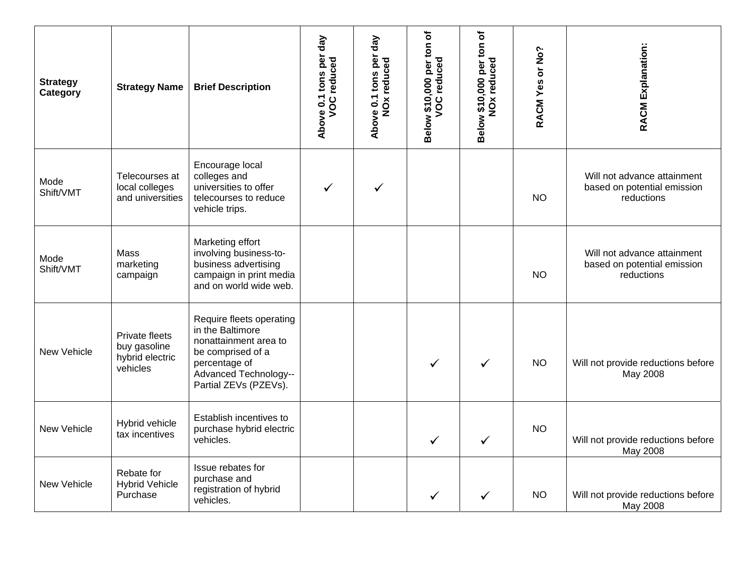| Strategy Category | Strategy Name | Brief Description | Above 0.1 tons per day VOC reduced | Above 0.1 tons per day NOx reduced | Below $10,000 per ton of VOC reduced | Below $10,000 per ton of NOx reduced | RACM Yes or No? | RACM Explanation: |
|---|---|---|---|---|---|---|---|---|
| Mode Shift/VMT | Telecourses at local colleges and universities | Encourage local colleges and universities to offer telecourses to reduce vehicle trips. | ✓ | ✓ | | | NO | Will not advance attainment based on potential emission reductions |
| Mode Shift/VMT | Mass marketing campaign | Marketing effort involving business-to-business advertising campaign in print media and on world wide web. | | | | | NO | Will not advance attainment based on potential emission reductions |
| New Vehicle | Private fleets buy gasoline hybrid electric vehicles | Require fleets operating in the Baltimore nonattainment area to be comprised of a percentage of Advanced Technology--Partial ZEVs (PZEVs). | | | ✓ | ✓ | NO | Will not provide reductions before May 2008 |
| New Vehicle | Hybrid vehicle tax incentives | Establish incentives to purchase hybrid electric vehicles. | | | ✓ | ✓ | NO | Will not provide reductions before May 2008 |
| New Vehicle | Rebate for Hybrid Vehicle Purchase | Issue rebates for purchase and registration of hybrid vehicles. | | | ✓ | ✓ | NO | Will not provide reductions before May 2008 |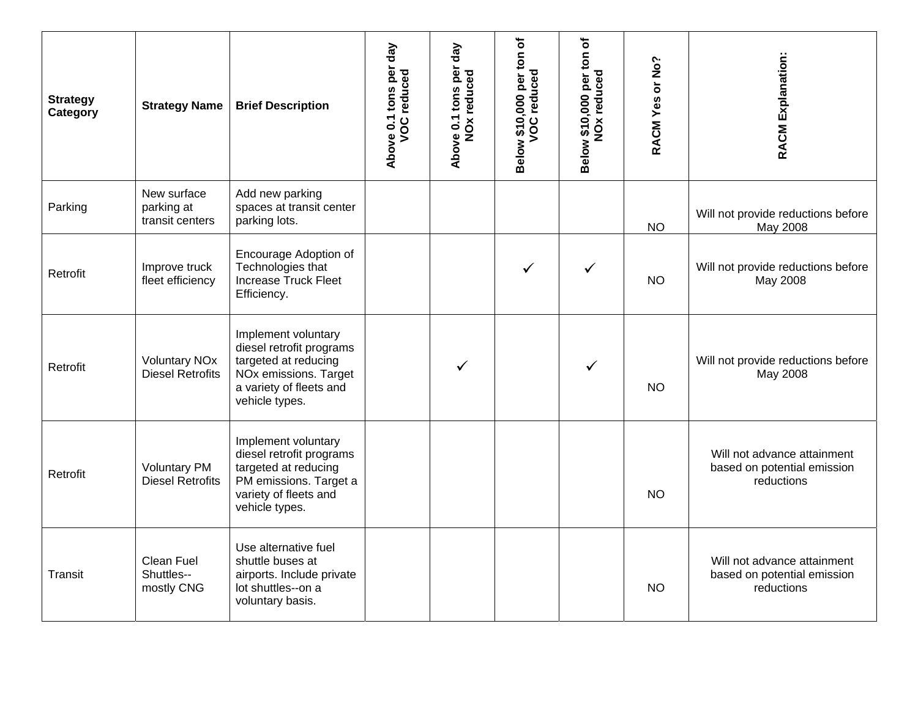| Strategy Category | Strategy Name | Brief Description | Above 0.1 tons per day VOC reduced | Above 0.1 tons per day NOx reduced | Below $10,000 per ton of VOC reduced | Below $10,000 per ton of NOx reduced | RACM Yes or No? | RACM Explanation: |
|---|---|---|---|---|---|---|---|---|
| Parking | New surface parking at transit centers | Add new parking spaces at transit center parking lots. | | | | | NO | Will not provide reductions before May 2008 |
| Retrofit | Improve truck fleet efficiency | Encourage Adoption of Technologies that Increase Truck Fleet Efficiency. | | | ✓ | ✓ | NO | Will not provide reductions before May 2008 |
| Retrofit | Voluntary NOx Diesel Retrofits | Implement voluntary diesel retrofit programs targeted at reducing NOx emissions. Target a variety of fleets and vehicle types. | | ✓ | | ✓ | NO | Will not provide reductions before May 2008 |
| Retrofit | Voluntary PM Diesel Retrofits | Implement voluntary diesel retrofit programs targeted at reducing PM emissions. Target a variety of fleets and vehicle types. | | | | | NO | Will not advance attainment based on potential emission reductions |
| Transit | Clean Fuel Shuttles--mostly CNG | Use alternative fuel shuttle buses at airports. Include private lot shuttles--on a voluntary basis. | | | | | NO | Will not advance attainment based on potential emission reductions |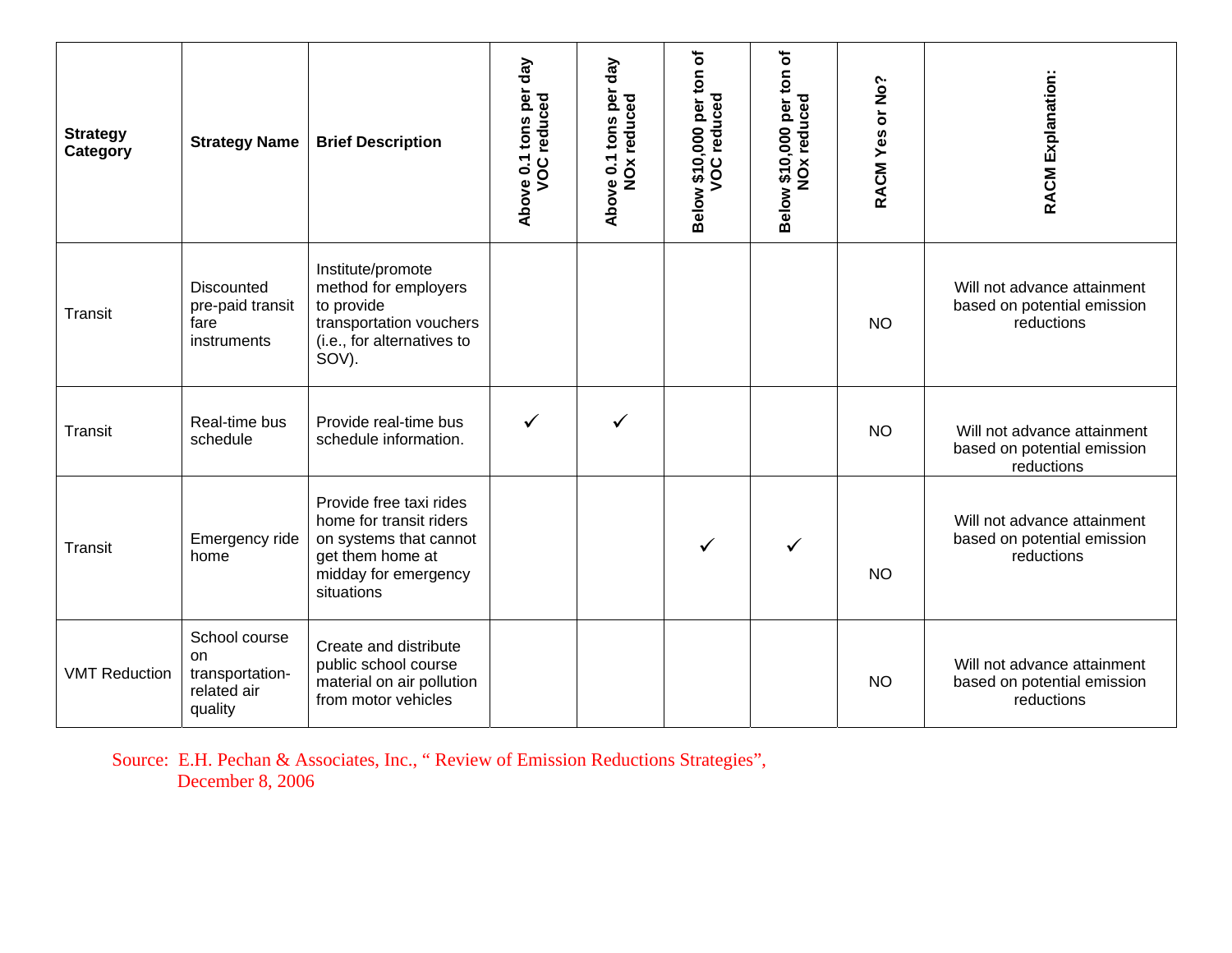| Strategy Category | Strategy Name | Brief Description | Above 0.1 tons per day VOC reduced | Above 0.1 tons per day NOx reduced | Below $10,000 per ton of VOC reduced | Below $10,000 per ton of NOx reduced | RACM Yes or No? | RACM Explanation: |
|---|---|---|---|---|---|---|---|---|
| Transit | Discounted pre-paid transit fare instruments | Institute/promote method for employers to provide transportation vouchers (i.e., for alternatives to SOV). | | | | | NO | Will not advance attainment based on potential emission reductions |
| Transit | Real-time bus schedule | Provide real-time bus schedule information. | ✓ | ✓ | | | NO | Will not advance attainment based on potential emission reductions |
| Transit | Emergency ride home | Provide free taxi rides home for transit riders on systems that cannot get them home at midday for emergency situations | | | ✓ | ✓ | NO | Will not advance attainment based on potential emission reductions |
| VMT Reduction | School course on transportation-related air quality | Create and distribute public school course material on air pollution from motor vehicles | | | | | NO | Will not advance attainment based on potential emission reductions |

Source: E.H. Pechan & Associates, Inc., " Review of Emission Reductions Strategies", December 8, 2006